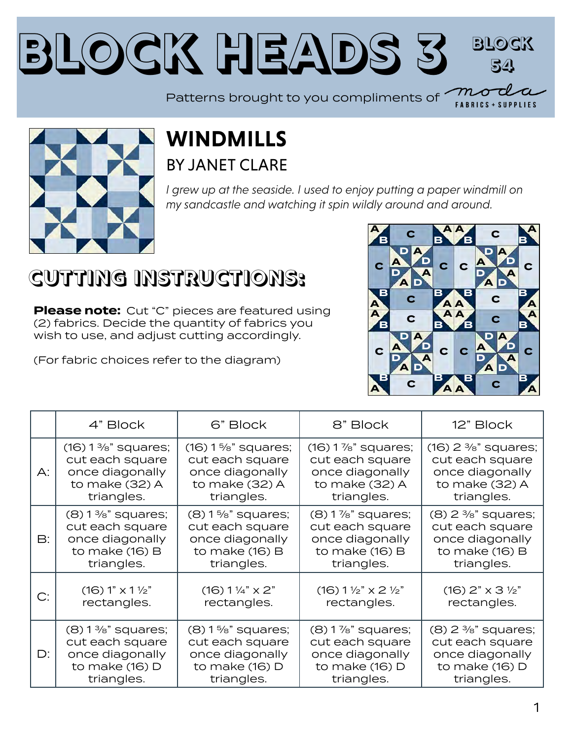# BLOCK HEADS 3

BLOCK 54

Patterns brought to you compliments of moda FABRICS + SUPPLIES

## WINDMILLS

### BY JANET CLARE

*I grew up at the seaside. I used to enjoy putting a paper windmill on my sandcastle and watching it spin wildly around and around.*

## CUTTING INSTRUCTIONS:

**Please note:** Cut "C" pieces are featured using (2) fabrics. Decide the quantity of fabrics you wish to use, and adjust cutting accordingly.

(For fabric choices refer to the diagram)

| | 4" Block | 6" Block | 8" Block | 12" Block |
|---|---|---|---|---|
| A: | (16) 1 3⁄8" squares; cut each square once diagonally to make (32) A triangles. | (16) 1 5⁄8" squares; cut each square once diagonally to make (32) A triangles. | (16) 1 7⁄8" squares; cut each square once diagonally to make (32) A triangles. | (16) 2 3⁄8" squares; cut each square once diagonally to make (32) A triangles. |
| B: | (8) 1 3⁄8" squares; cut each square once diagonally to make (16) B triangles. | (8) 1 5⁄8" squares; cut each square once diagonally to make (16) B triangles. | (8) 1 7⁄8" squares; cut each square once diagonally to make (16) B triangles. | (8) 2 3⁄8" squares; cut each square once diagonally to make (16) B triangles. |
| C: | (16) 1" x 1 ½" rectangles. | (16) 1 ¼" x 2" rectangles. | (16) 1 ½" x 2 ½" rectangles. | (16) 2" x 3 ½" rectangles. |
| D: | (8) 1 3⁄8" squares; cut each square once diagonally to make (16) D triangles. | (8) 1 5⁄8" squares; cut each square once diagonally to make (16) D triangles. | (8) 1 7⁄8" squares; cut each square once diagonally to make (16) D triangles. | (8) 2 3⁄8" squares; cut each square once diagonally to make (16) D triangles. |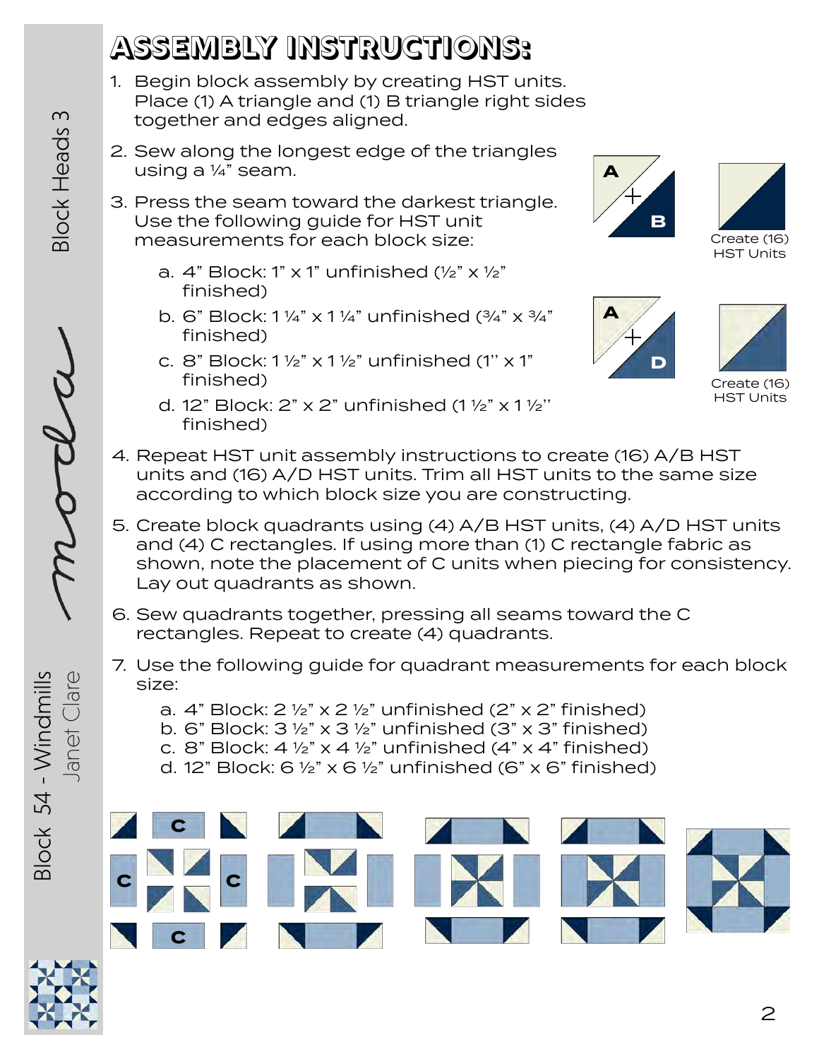# ASSEMBLY INSTRUCTIONS:

1. Begin block assembly by creating HST units. Place (1) A triangle and (1) B triangle right sides together and edges aligned.

2. Sew along the longest edge of the triangles using a ¼" seam.

3. Press the seam toward the darkest triangle. Use the following guide for HST unit measurements for each block size:

    a. 4" Block: 1" x 1" unfinished (½" x ½" finished)
    
    b. 6" Block: 1 ¼" x 1 ¼" unfinished (¾" x ¾" finished)
    
    c. 8" Block: 1 ½" x 1 ½" unfinished (1" x 1" finished)
    
    d. 12" Block: 2" x 2" unfinished (1 ½" x 1 ½" finished)

Create (16) HST Units

Create (16) HST Units

4. Repeat HST unit assembly instructions to create (16) A/B HST units and (16) A/D HST units. Trim all HST units to the same size according to which block size you are constructing.

5. Create block quadrants using (4) A/B HST units, (4) A/D HST units and (4) C rectangles. If using more than (1) C rectangle fabric as shown, note the placement of C units when piecing for consistency. Lay out quadrants as shown.

6. Sew quadrants together, pressing all seams toward the C rectangles. Repeat to create (4) quadrants.

7. Use the following guide for quadrant measurements for each block size:

    a. 4" Block: 2 ½" x 2 ½" unfinished (2" x 2" finished)
    
    b. 6" Block: 3 ½" x 3 ½" unfinished (3" x 3" finished)
    
    c. 8" Block: 4 ½" x 4 ½" unfinished (4" x 4" finished)
    
    d. 12" Block: 6 ½" x 6 ½" unfinished (6" x 6" finished)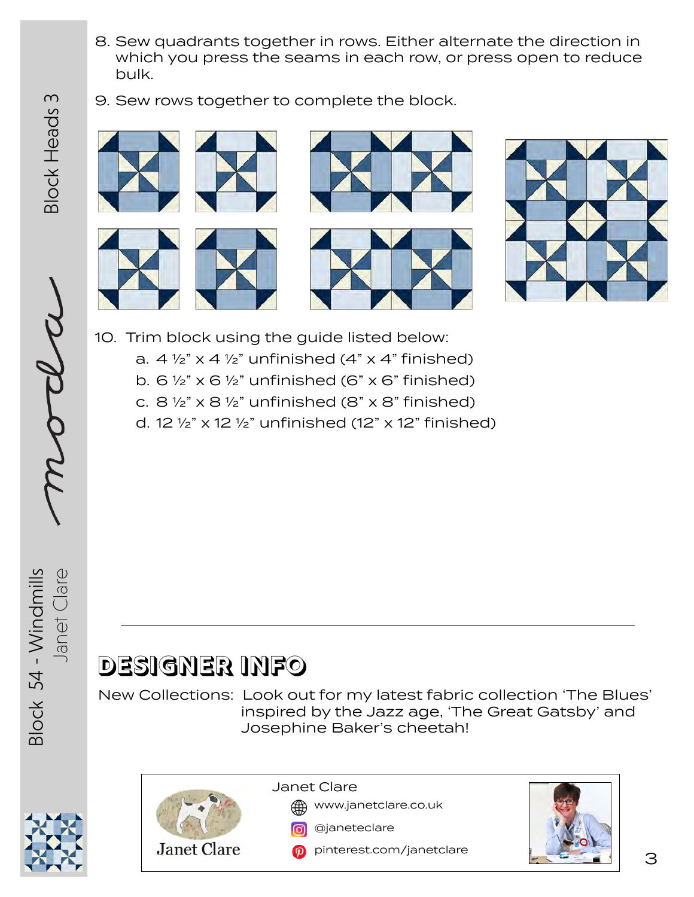8. Sew quadrants together in rows. Either alternate the direction in which you press the seams in each row, or press open to reduce bulk.

9. Sew rows together to complete the block.

10. Trim block using the guide listed below:
    a. 4 ½" x 4 ½" unfinished (4" x 4" finished)
    b. 6 ½" x 6 ½" unfinished (6" x 6" finished)
    c. 8 ½" x 8 ½" unfinished (8" x 8" finished)
    d. 12 ½" x 12 ½" unfinished (12" x 12" finished)

---

## DESIGNER INFO

New Collections: Look out for my latest fabric collection 'The Blues' inspired by the Jazz age, 'The Great Gatsby' and Josephine Baker's cheetah!

Janet Clare

www.janetclare.co.uk

@janeteclare

pinterest.com/janetclare